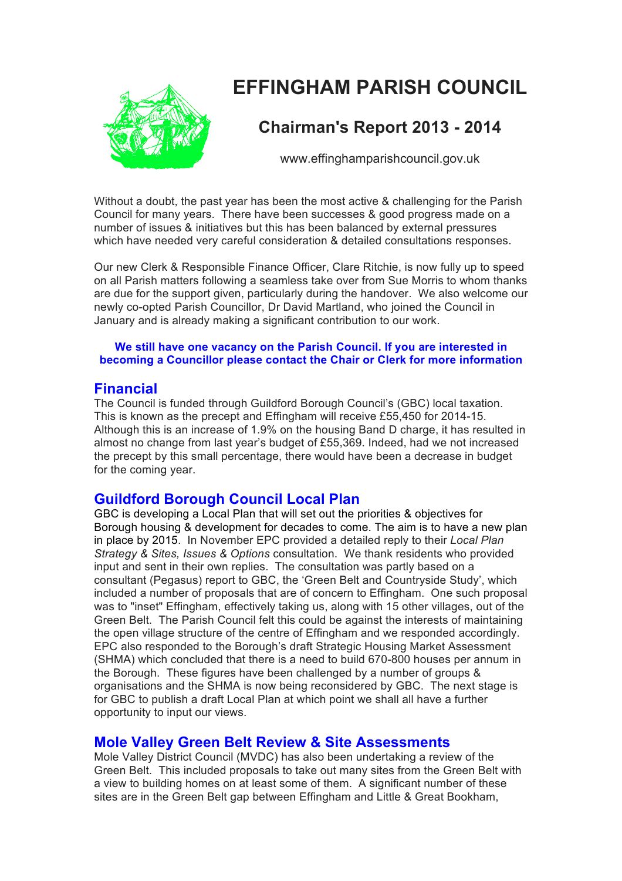# EFFINGHAM PARISH COUNCIL

## Chairman's Report 2013 - 2014

www.effinghamparishcouncil.gov.uk

Without a doubt, the past year has been the most active & challenging for the Parish Council for many years. There have been successes & good progress made on a number of issues & initiatives but this has been balanced by external pressures which have needed very careful consideration & detailed consultations responses.

Our new Clerk & Responsible Finance Officer, Clare Ritchie, is now fully up to speed on all Parish matters following a seamless take over from Sue Morris to whom thanks are due for the support given, particularly during the handover. We also welcome our newly co-opted Parish Councillor, Dr David Martland, who joined the Council in January and is already making a significant contribution to our work.

**We still have one vacancy on the Parish Council. If you are interested in becoming a Councillor please contact the Chair or Clerk for more information**

## Financial

The Council is funded through Guildford Borough Council's (GBC) local taxation. This is known as the precept and Effingham will receive £55,450 for 2014-15. Although this is an increase of 1.9% on the housing Band D charge, it has resulted in almost no change from last year's budget of £55,369. Indeed, had we not increased the precept by this small percentage, there would have been a decrease in budget for the coming year.

## Guildford Borough Council Local Plan

GBC is developing a Local Plan that will set out the priorities & objectives for Borough housing & development for decades to come. The aim is to have a new plan in place by 2015. In November EPC provided a detailed reply to their *Local Plan Strategy & Sites, Issues & Options* consultation. We thank residents who provided input and sent in their own replies. The consultation was partly based on a consultant (Pegasus) report to GBC, the 'Green Belt and Countryside Study', which included a number of proposals that are of concern to Effingham. One such proposal was to "inset" Effingham, effectively taking us, along with 15 other villages, out of the Green Belt. The Parish Council felt this could be against the interests of maintaining the open village structure of the centre of Effingham and we responded accordingly. EPC also responded to the Borough's draft Strategic Housing Market Assessment (SHMA) which concluded that there is a need to build 670-800 houses per annum in the Borough. These figures have been challenged by a number of groups & organisations and the SHMA is now being reconsidered by GBC. The next stage is for GBC to publish a draft Local Plan at which point we shall all have a further opportunity to input our views.

## Mole Valley Green Belt Review & Site Assessments

Mole Valley District Council (MVDC) has also been undertaking a review of the Green Belt. This included proposals to take out many sites from the Green Belt with a view to building homes on at least some of them. A significant number of these sites are in the Green Belt gap between Effingham and Little & Great Bookham,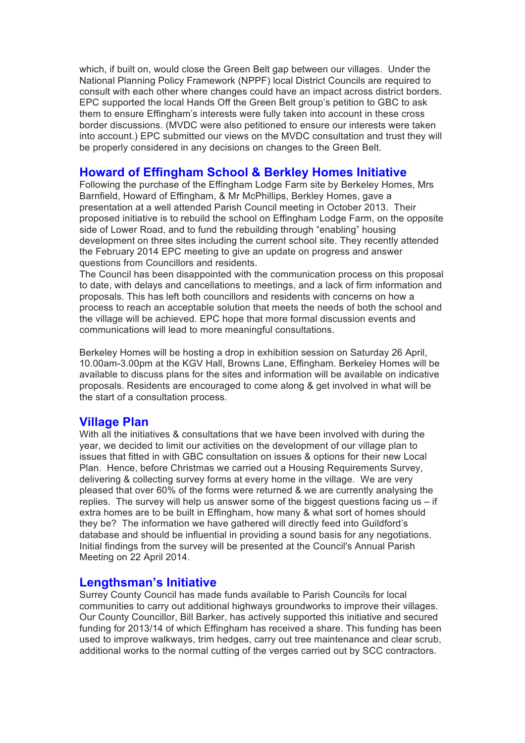which, if built on, would close the Green Belt gap between our villages. Under the National Planning Policy Framework (NPPF) local District Councils are required to consult with each other where changes could have an impact across district borders. EPC supported the local Hands Off the Green Belt group's petition to GBC to ask them to ensure Effingham's interests were fully taken into account in these cross border discussions. (MVDC were also petitioned to ensure our interests were taken into account.) EPC submitted our views on the MVDC consultation and trust they will be properly considered in any decisions on changes to the Green Belt.

## Howard of Effingham School & Berkley Homes Initiative

Following the purchase of the Effingham Lodge Farm site by Berkeley Homes, Mrs Barnfield, Howard of Effingham, & Mr McPhillips, Berkley Homes, gave a presentation at a well attended Parish Council meeting in October 2013. Their proposed initiative is to rebuild the school on Effingham Lodge Farm, on the opposite side of Lower Road, and to fund the rebuilding through "enabling" housing development on three sites including the current school site. They recently attended the February 2014 EPC meeting to give an update on progress and answer questions from Councillors and residents.

The Council has been disappointed with the communication process on this proposal to date, with delays and cancellations to meetings, and a lack of firm information and proposals. This has left both councillors and residents with concerns on how a process to reach an acceptable solution that meets the needs of both the school and the village will be achieved. EPC hope that more formal discussion events and communications will lead to more meaningful consultations.

Berkeley Homes will be hosting a drop in exhibition session on Saturday 26 April, 10.00am-3.00pm at the KGV Hall, Browns Lane, Effingham. Berkeley Homes will be available to discuss plans for the sites and information will be available on indicative proposals. Residents are encouraged to come along & get involved in what will be the start of a consultation process.

## Village Plan

With all the initiatives & consultations that we have been involved with during the year, we decided to limit our activities on the development of our village plan to issues that fitted in with GBC consultation on issues & options for their new Local Plan. Hence, before Christmas we carried out a Housing Requirements Survey, delivering & collecting survey forms at every home in the village. We are very pleased that over 60% of the forms were returned & we are currently analysing the replies. The survey will help us answer some of the biggest questions facing us – if extra homes are to be built in Effingham, how many & what sort of homes should they be? The information we have gathered will directly feed into Guildford's database and should be influential in providing a sound basis for any negotiations. Initial findings from the survey will be presented at the Council's Annual Parish Meeting on 22 April 2014.

## Lengthsman's Initiative

Surrey County Council has made funds available to Parish Councils for local communities to carry out additional highways groundworks to improve their villages. Our County Councillor, Bill Barker, has actively supported this initiative and secured funding for 2013/14 of which Effingham has received a share. This funding has been used to improve walkways, trim hedges, carry out tree maintenance and clear scrub, additional works to the normal cutting of the verges carried out by SCC contractors.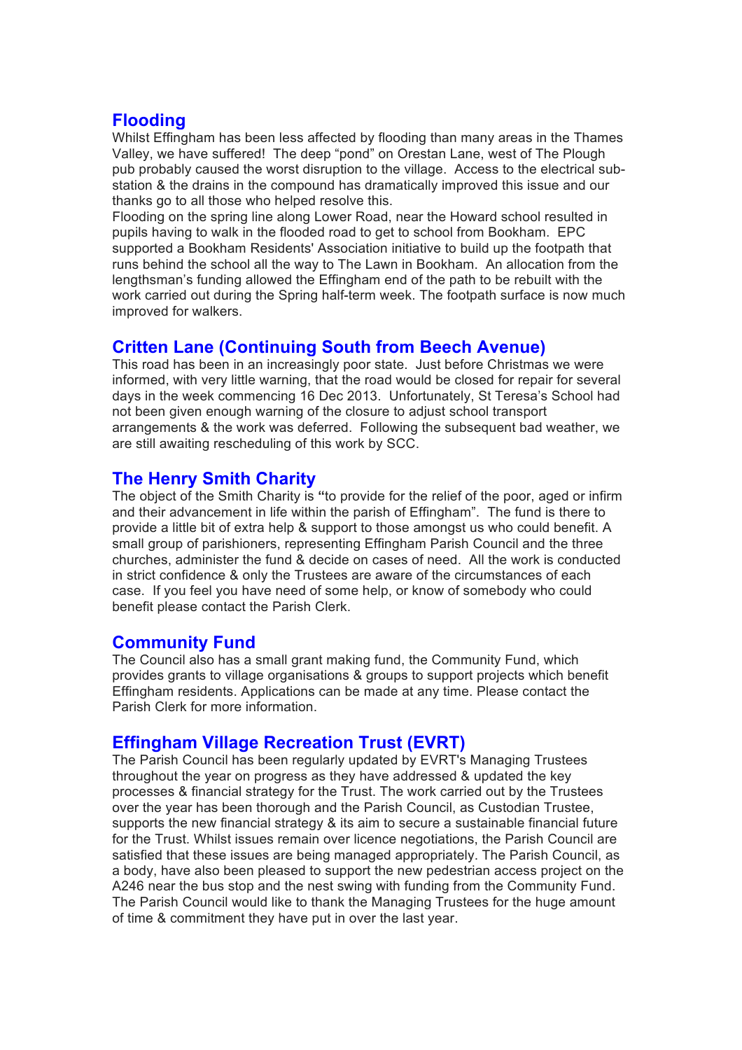## Flooding

Whilst Effingham has been less affected by flooding than many areas in the Thames Valley, we have suffered! The deep "pond" on Orestan Lane, west of The Plough pub probably caused the worst disruption to the village. Access to the electrical sub-station & the drains in the compound has dramatically improved this issue and our thanks go to all those who helped resolve this.

Flooding on the spring line along Lower Road, near the Howard school resulted in pupils having to walk in the flooded road to get to school from Bookham. EPC supported a Bookham Residents' Association initiative to build up the footpath that runs behind the school all the way to The Lawn in Bookham. An allocation from the lengthsman's funding allowed the Effingham end of the path to be rebuilt with the work carried out during the Spring half-term week. The footpath surface is now much improved for walkers.

## Critten Lane (Continuing South from Beech Avenue)

This road has been in an increasingly poor state. Just before Christmas we were informed, with very little warning, that the road would be closed for repair for several days in the week commencing 16 Dec 2013. Unfortunately, St Teresa's School had not been given enough warning of the closure to adjust school transport arrangements & the work was deferred. Following the subsequent bad weather, we are still awaiting rescheduling of this work by SCC.

## The Henry Smith Charity

The object of the Smith Charity is **"**to provide for the relief of the poor, aged or infirm and their advancement in life within the parish of Effingham". The fund is there to provide a little bit of extra help & support to those amongst us who could benefit. A small group of parishioners, representing Effingham Parish Council and the three churches, administer the fund & decide on cases of need. All the work is conducted in strict confidence & only the Trustees are aware of the circumstances of each case. If you feel you have need of some help, or know of somebody who could benefit please contact the Parish Clerk.

## Community Fund

The Council also has a small grant making fund, the Community Fund, which provides grants to village organisations & groups to support projects which benefit Effingham residents. Applications can be made at any time. Please contact the Parish Clerk for more information.

## Effingham Village Recreation Trust (EVRT)

The Parish Council has been regularly updated by EVRT's Managing Trustees throughout the year on progress as they have addressed & updated the key processes & financial strategy for the Trust. The work carried out by the Trustees over the year has been thorough and the Parish Council, as Custodian Trustee, supports the new financial strategy & its aim to secure a sustainable financial future for the Trust. Whilst issues remain over licence negotiations, the Parish Council are satisfied that these issues are being managed appropriately. The Parish Council, as a body, have also been pleased to support the new pedestrian access project on the A246 near the bus stop and the nest swing with funding from the Community Fund. The Parish Council would like to thank the Managing Trustees for the huge amount of time & commitment they have put in over the last year.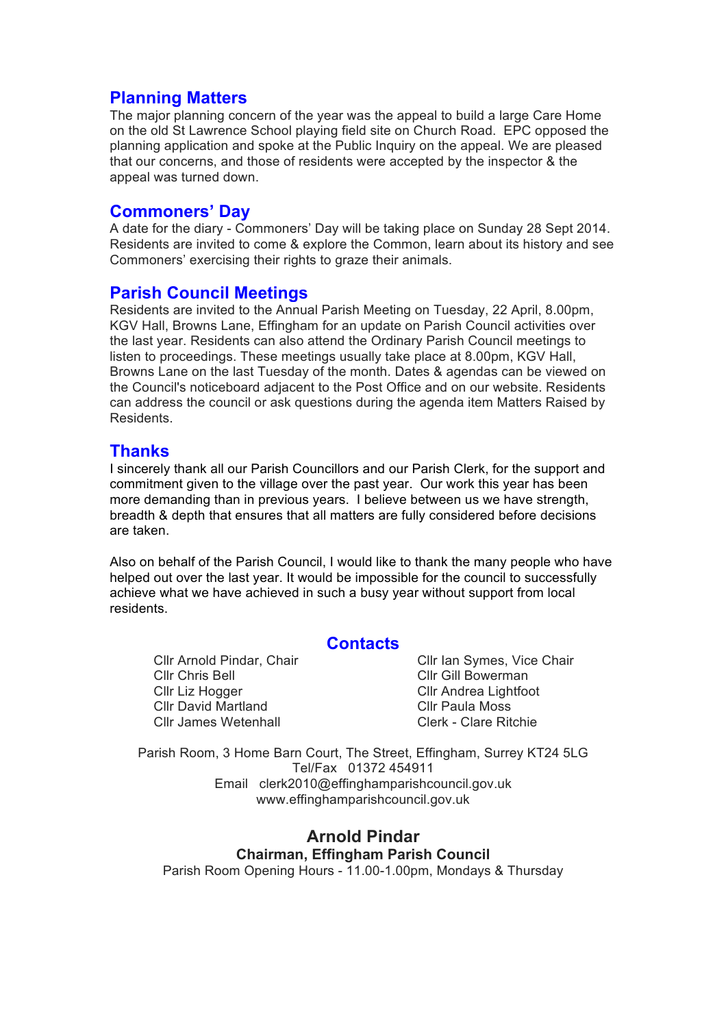## Planning Matters

The major planning concern of the year was the appeal to build a large Care Home on the old St Lawrence School playing field site on Church Road. EPC opposed the planning application and spoke at the Public Inquiry on the appeal. We are pleased that our concerns, and those of residents were accepted by the inspector & the appeal was turned down.

## Commoners' Day

A date for the diary - Commoners' Day will be taking place on Sunday 28 Sept 2014. Residents are invited to come & explore the Common, learn about its history and see Commoners' exercising their rights to graze their animals.

## Parish Council Meetings

Residents are invited to the Annual Parish Meeting on Tuesday, 22 April, 8.00pm, KGV Hall, Browns Lane, Effingham for an update on Parish Council activities over the last year. Residents can also attend the Ordinary Parish Council meetings to listen to proceedings. These meetings usually take place at 8.00pm, KGV Hall, Browns Lane on the last Tuesday of the month. Dates & agendas can be viewed on the Council's noticeboard adjacent to the Post Office and on our website. Residents can address the council or ask questions during the agenda item Matters Raised by Residents.

## Thanks

I sincerely thank all our Parish Councillors and our Parish Clerk, for the support and commitment given to the village over the past year. Our work this year has been more demanding than in previous years. I believe between us we have strength, breadth & depth that ensures that all matters are fully considered before decisions are taken.

Also on behalf of the Parish Council, I would like to thank the many people who have helped out over the last year. It would be impossible for the council to successfully achieve what we have achieved in such a busy year without support from local residents.

## Contacts

| | |
|---|---|
| Cllr Arnold Pindar, Chair | Cllr Ian Symes, Vice Chair |
| Cllr Chris Bell | Cllr Gill Bowerman |
| Cllr Liz Hogger | Cllr Andrea Lightfoot |
| Cllr David Martland | Cllr Paula Moss |
| Cllr James Wetenhall | Clerk - Clare Ritchie |

Parish Room, 3 Home Barn Court, The Street, Effingham, Surrey KT24 5LG
Tel/Fax 01372 454911
Email clerk2010@effinghamparishcouncil.gov.uk
www.effinghamparishcouncil.gov.uk

**Arnold Pindar**
**Chairman, Effingham Parish Council**

Parish Room Opening Hours - 11.00-1.00pm, Mondays & Thursday